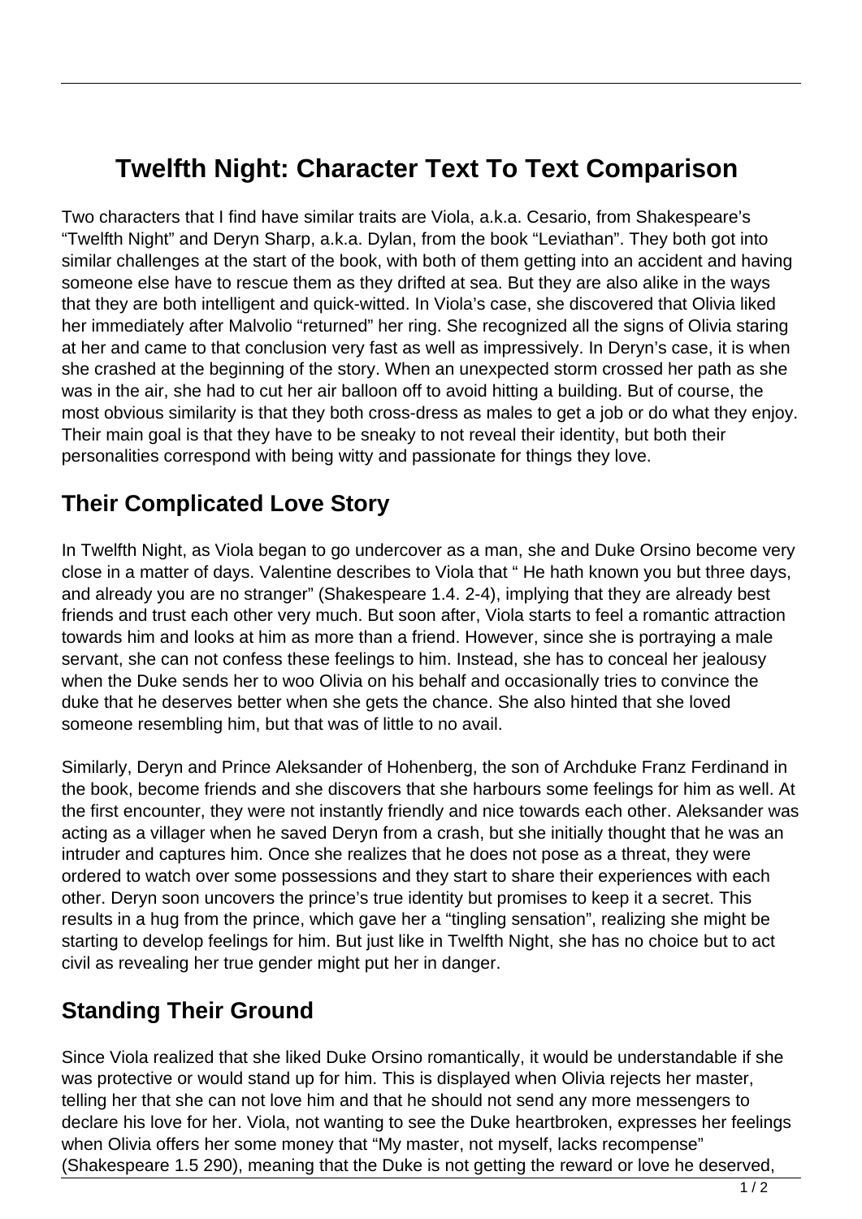# Twelfth Night: Character Text To Text Comparison

Two characters that I find have similar traits are Viola, a.k.a. Cesario, from Shakespeare's "Twelfth Night" and Deryn Sharp, a.k.a. Dylan, from the book "Leviathan". They both got into similar challenges at the start of the book, with both of them getting into an accident and having someone else have to rescue them as they drifted at sea. But they are also alike in the ways that they are both intelligent and quick-witted. In Viola's case, she discovered that Olivia liked her immediately after Malvolio "returned" her ring. She recognized all the signs of Olivia staring at her and came to that conclusion very fast as well as impressively. In Deryn's case, it is when she crashed at the beginning of the story. When an unexpected storm crossed her path as she was in the air, she had to cut her air balloon off to avoid hitting a building. But of course, the most obvious similarity is that they both cross-dress as males to get a job or do what they enjoy. Their main goal is that they have to be sneaky to not reveal their identity, but both their personalities correspond with being witty and passionate for things they love.

## Their Complicated Love Story

In Twelfth Night, as Viola began to go undercover as a man, she and Duke Orsino become very close in a matter of days. Valentine describes to Viola that " He hath known you but three days, and already you are no stranger" (Shakespeare 1.4. 2-4), implying that they are already best friends and trust each other very much. But soon after, Viola starts to feel a romantic attraction towards him and looks at him as more than a friend. However, since she is portraying a male servant, she can not confess these feelings to him. Instead, she has to conceal her jealousy when the Duke sends her to woo Olivia on his behalf and occasionally tries to convince the duke that he deserves better when she gets the chance. She also hinted that she loved someone resembling him, but that was of little to no avail.

Similarly, Deryn and Prince Aleksander of Hohenberg, the son of Archduke Franz Ferdinand in the book, become friends and she discovers that she harbours some feelings for him as well. At the first encounter, they were not instantly friendly and nice towards each other. Aleksander was acting as a villager when he saved Deryn from a crash, but she initially thought that he was an intruder and captures him. Once she realizes that he does not pose as a threat, they were ordered to watch over some possessions and they start to share their experiences with each other. Deryn soon uncovers the prince's true identity but promises to keep it a secret. This results in a hug from the prince, which gave her a "tingling sensation", realizing she might be starting to develop feelings for him. But just like in Twelfth Night, she has no choice but to act civil as revealing her true gender might put her in danger.

## Standing Their Ground

Since Viola realized that she liked Duke Orsino romantically, it would be understandable if she was protective or would stand up for him. This is displayed when Olivia rejects her master, telling her that she can not love him and that he should not send any more messengers to declare his love for her. Viola, not wanting to see the Duke heartbroken, expresses her feelings when Olivia offers her some money that "My master, not myself, lacks recompense" (Shakespeare 1.5 290), meaning that the Duke is not getting the reward or love he deserved,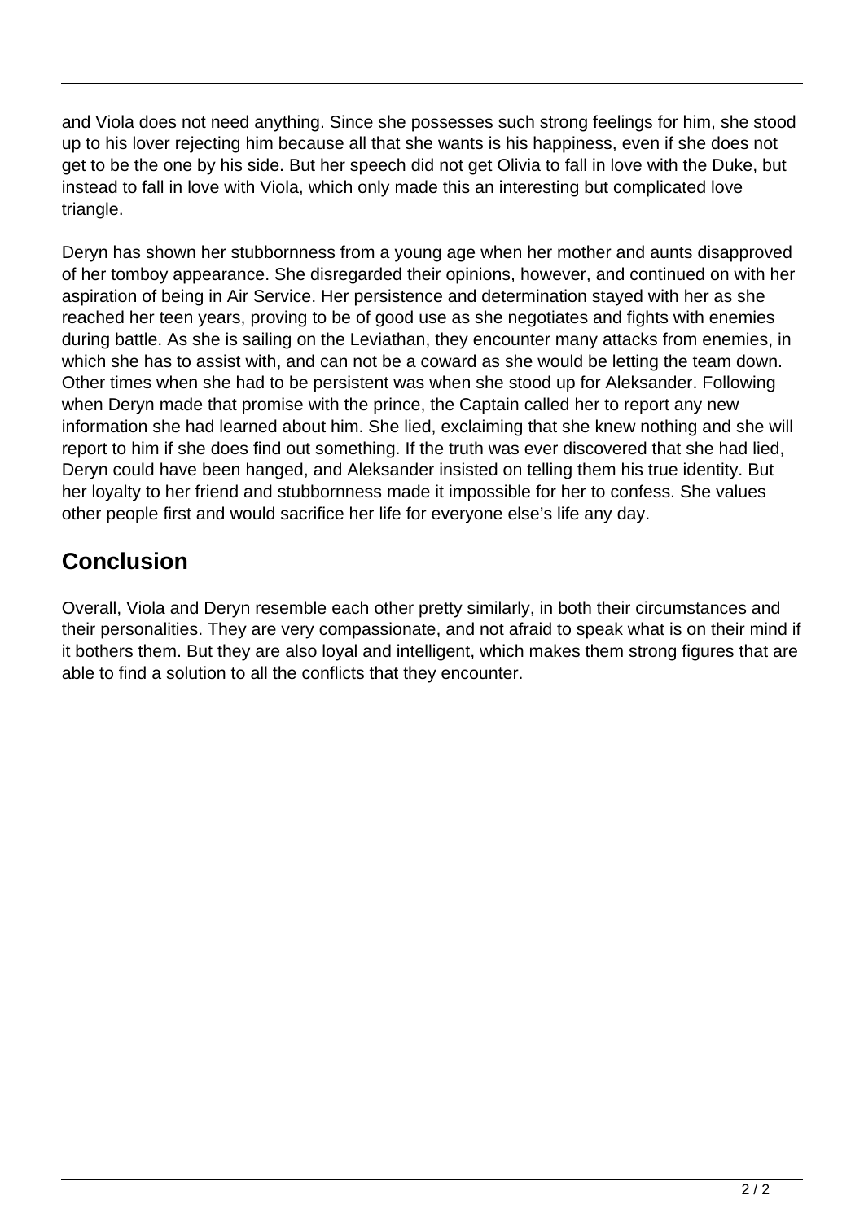and Viola does not need anything. Since she possesses such strong feelings for him, she stood up to his lover rejecting him because all that she wants is his happiness, even if she does not get to be the one by his side. But her speech did not get Olivia to fall in love with the Duke, but instead to fall in love with Viola, which only made this an interesting but complicated love triangle.

Deryn has shown her stubbornness from a young age when her mother and aunts disapproved of her tomboy appearance. She disregarded their opinions, however, and continued on with her aspiration of being in Air Service. Her persistence and determination stayed with her as she reached her teen years, proving to be of good use as she negotiates and fights with enemies during battle. As she is sailing on the Leviathan, they encounter many attacks from enemies, in which she has to assist with, and can not be a coward as she would be letting the team down. Other times when she had to be persistent was when she stood up for Aleksander. Following when Deryn made that promise with the prince, the Captain called her to report any new information she had learned about him. She lied, exclaiming that she knew nothing and she will report to him if she does find out something. If the truth was ever discovered that she had lied, Deryn could have been hanged, and Aleksander insisted on telling them his true identity. But her loyalty to her friend and stubbornness made it impossible for her to confess. She values other people first and would sacrifice her life for everyone else's life any day.

## Conclusion

Overall, Viola and Deryn resemble each other pretty similarly, in both their circumstances and their personalities. They are very compassionate, and not afraid to speak what is on their mind if it bothers them. But they are also loyal and intelligent, which makes them strong figures that are able to find a solution to all the conflicts that they encounter.